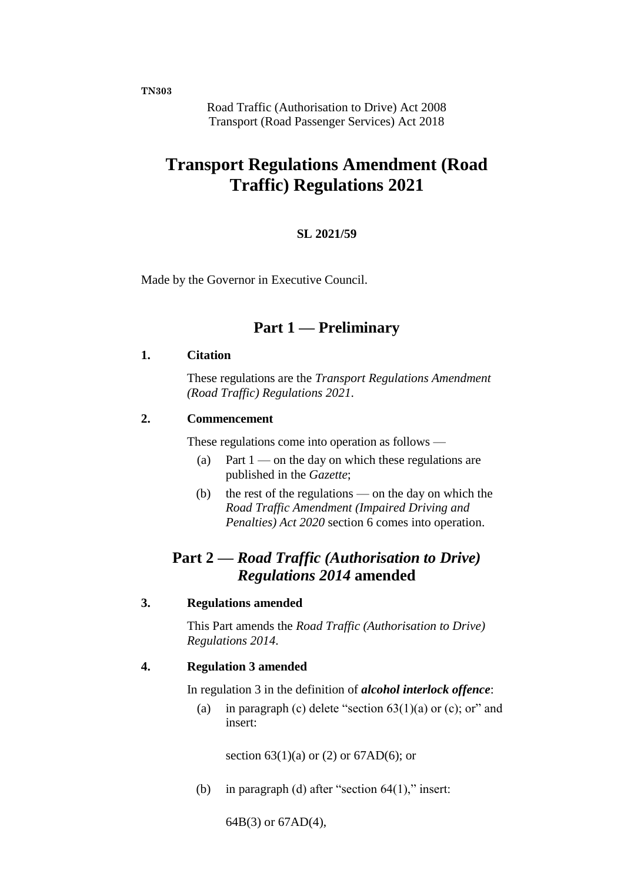TN303

Road Traffic (Authorisation to Drive) Act 2008
Transport (Road Passenger Services) Act 2018

# Transport Regulations Amendment (Road Traffic) Regulations 2021

**SL 2021/59**

Made by the Governor in Executive Council.

## Part 1 — Preliminary

### 1. Citation

These regulations are the *Transport Regulations Amendment (Road Traffic) Regulations 2021*.

### 2. Commencement

These regulations come into operation as follows —

(a) Part 1 — on the day on which these regulations are published in the *Gazette*;

(b) the rest of the regulations — on the day on which the *Road Traffic Amendment (Impaired Driving and Penalties) Act 2020* section 6 comes into operation.

## Part 2 — *Road Traffic (Authorisation to Drive) Regulations 2014* amended

### 3. Regulations amended

This Part amends the *Road Traffic (Authorisation to Drive) Regulations 2014*.

### 4. Regulation 3 amended

In regulation 3 in the definition of ***alcohol interlock offence***:

(a) in paragraph (c) delete "section 63(1)(a) or (c); or" and insert:

section 63(1)(a) or (2) or 67AD(6); or

(b) in paragraph (d) after "section 64(1)," insert:

64B(3) or 67AD(4),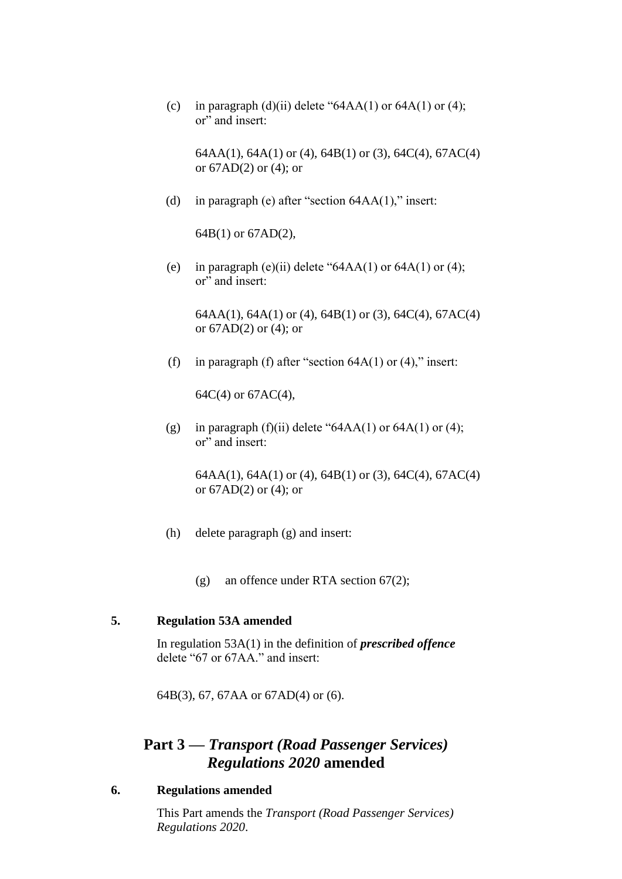(c) in paragraph (d)(ii) delete "64AA(1) or 64A(1) or (4); or" and insert:

> 64AA(1), 64A(1) or (4), 64B(1) or (3), 64C(4), 67AC(4) or 67AD(2) or (4); or

(d) in paragraph (e) after "section 64AA(1)," insert:

> 64B(1) or 67AD(2),

(e) in paragraph (e)(ii) delete "64AA(1) or 64A(1) or (4); or" and insert:

> 64AA(1), 64A(1) or (4), 64B(1) or (3), 64C(4), 67AC(4) or 67AD(2) or (4); or

(f) in paragraph (f) after "section 64A(1) or (4)," insert:

> 64C(4) or 67AC(4),

(g) in paragraph (f)(ii) delete "64AA(1) or 64A(1) or (4); or" and insert:

> 64AA(1), 64A(1) or (4), 64B(1) or (3), 64C(4), 67AC(4) or 67AD(2) or (4); or

(h) delete paragraph (g) and insert:

> (g) an offence under RTA section 67(2);

### 5. Regulation 53A amended

In regulation 53A(1) in the definition of ***prescribed offence*** delete "67 or 67AA." and insert:

> 64B(3), 67, 67AA or 67AD(4) or (6).

## Part 3 — *Transport (Road Passenger Services) Regulations 2020* amended

### 6. Regulations amended

This Part amends the *Transport (Road Passenger Services) Regulations 2020*.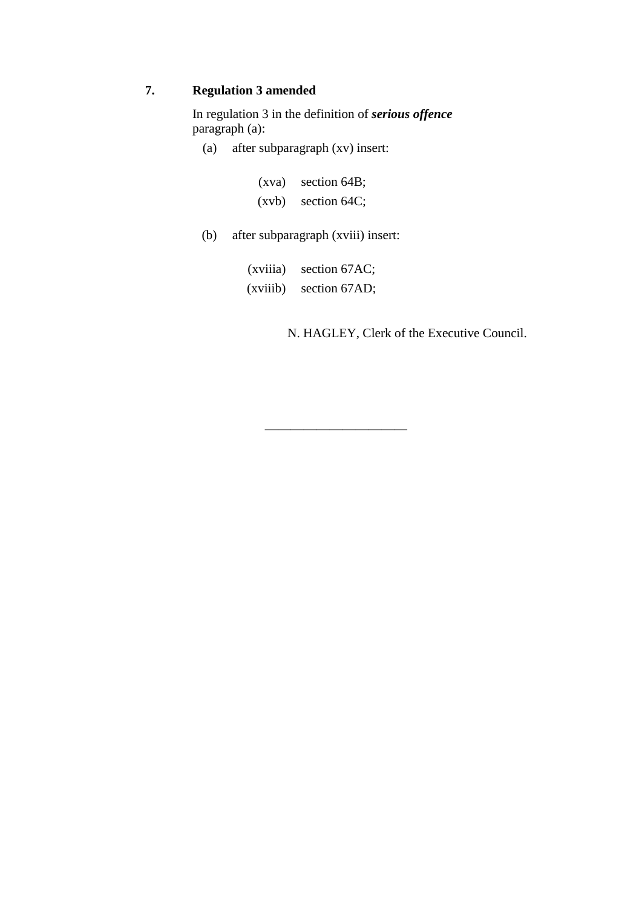## 7. Regulation 3 amended

In regulation 3 in the definition of ***serious offence*** paragraph (a):

(a) after subparagraph (xv) insert:

> (xva) section 64B;
>
> (xvb) section 64C;

(b) after subparagraph (xviii) insert:

> (xviiia) section 67AC;
>
> (xviiib) section 67AD;

N. HAGLEY, Clerk of the Executive Council.

---